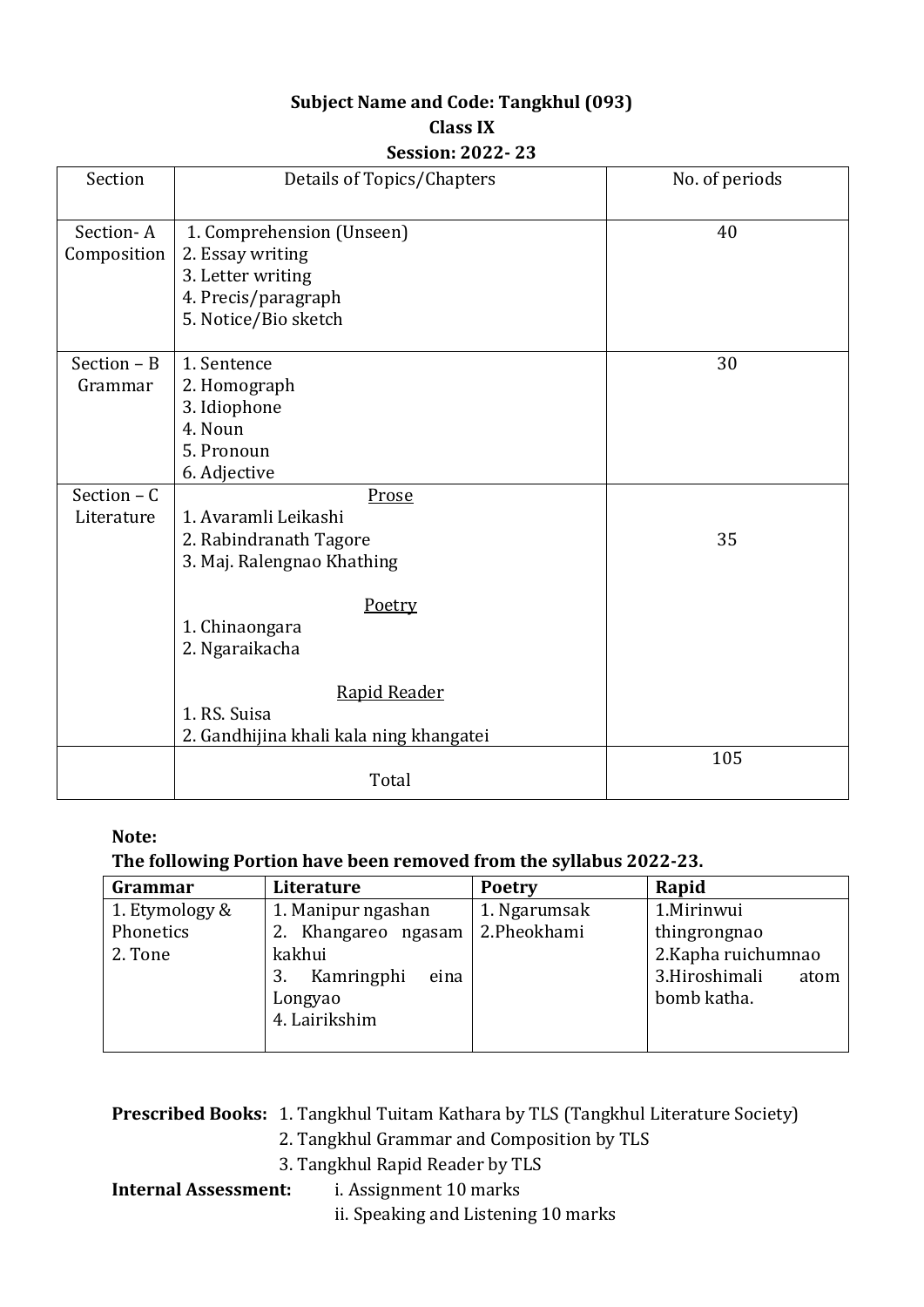**Subject Name and Code: Tangkhul (093)**

**Class IX**

**Session: 2022- 23**

| Section | Details of Topics/Chapters | No. of periods |
|---|---|---|
| Section- A Composition | 1. Comprehension (Unseen)<br>2. Essay writing<br>3. Letter writing<br>4. Precis/paragraph<br>5. Notice/Bio sketch | 40 |
| Section – B Grammar | 1. Sentence<br>2. Homograph<br>3. Idiophone<br>4. Noun<br>5. Pronoun<br>6. Adjective | 30 |
| Section – C Literature | <u>Prose</u><br>1. Avaramli Leikashi<br>2. Rabindranath Tagore<br>3. Maj. Ralengnao Khathing<br><br><u>Poetry</u><br>1. Chinaongara<br>2. Ngaraikacha<br><br><u>Rapid Reader</u><br>1. RS. Suisa<br>2. Gandhijina khali kala ning khangatei | 35 |
| | Total | 105 |

**Note:**

**The following Portion have been removed from the syllabus 2022-23.**

| Grammar | Literature | Poetry | Rapid |
|---|---|---|---|
| 1. Etymology & Phonetics<br>2. Tone | 1. Manipur ngashan<br>2. Khangareo ngasam kakhui<br>3. Kamringphi eina Longyao<br>4. Lairikshim | 1. Ngarumsak<br>2.Pheokhami | 1.Mirinwui thingrongnao<br>2.Kapha ruichumnao<br>3.Hiroshimali atom bomb katha. |

**Prescribed Books:** 1. Tangkhul Tuitam Kathara by TLS (Tangkhul Literature Society)

2. Tangkhul Grammar and Composition by TLS

3. Tangkhul Rapid Reader by TLS

**Internal Assessment:** i. Assignment 10 marks

ii. Speaking and Listening 10 marks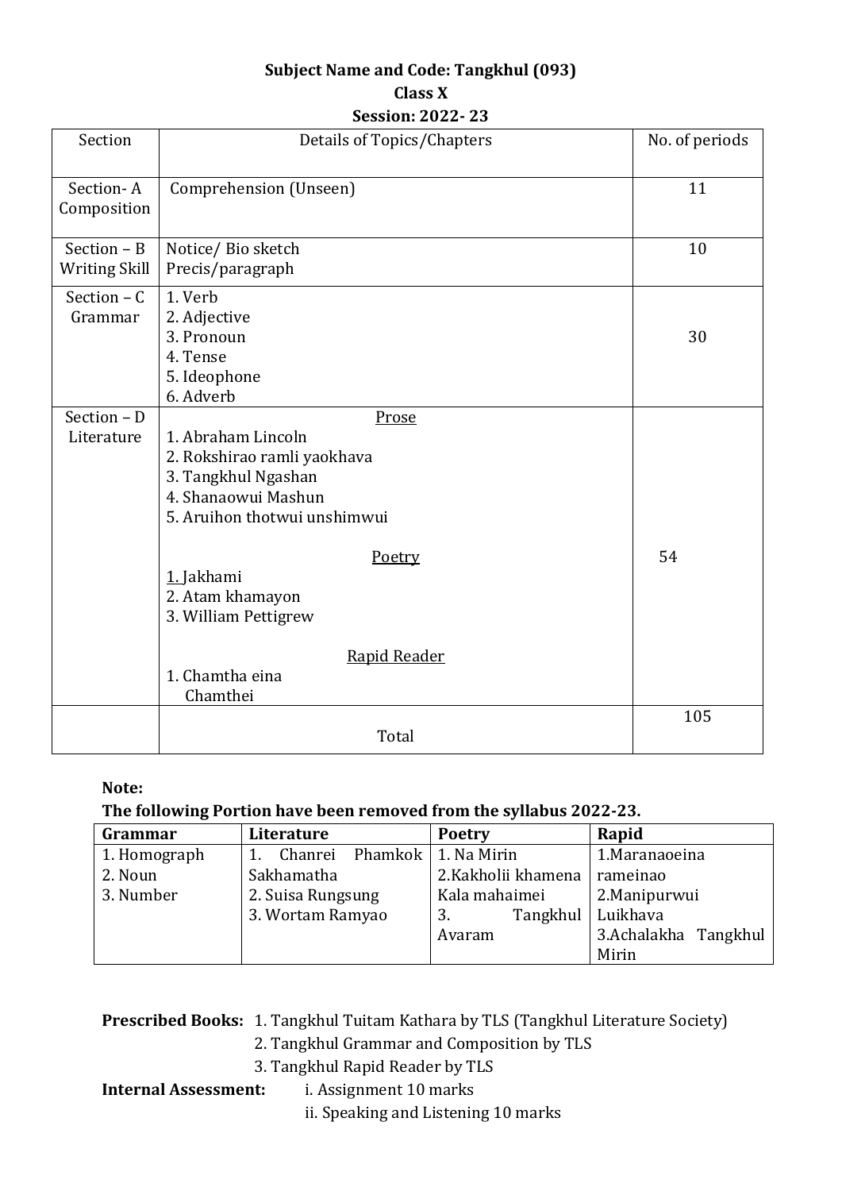**Subject Name and Code: Tangkhul (093)**

**Class X**

**Session: 2022- 23**

| Section | Details of Topics/Chapters | No. of periods |
|---|---|---|
| Section- A Composition | Comprehension (Unseen) | 11 |
| Section – B Writing Skill | Notice/ Bio sketch<br>Precis/paragraph | 10 |
| Section – C Grammar | 1. Verb<br>2. Adjective<br>3. Pronoun<br>4. Tense<br>5. Ideophone<br>6. Adverb | 30 |
| Section – D Literature | <u>Prose</u><br>1. Abraham Lincoln<br>2. Rokshirao ramli yaokhava<br>3. Tangkhul Ngashan<br>4. Shanaowui Mashun<br>5. Aruihon thotwui unshimwui<br><br><u>Poetry</u><br>1. Jakhami<br>2. Atam khamayon<br>3. William Pettigrew<br><br><u>Rapid Reader</u><br>1. Chamtha eina Chamthei | 54 |
| | Total | 105 |

**Note:**

**The following Portion have been removed from the syllabus 2022-23.**

| Grammar | Literature | Poetry | Rapid |
|---|---|---|---|
| 1. Homograph<br>2. Noun<br>3. Number | 1. Chanrei Phamkok Sakhamatha<br>2. Suisa Rungsung<br>3. Wortam Ramyao | 1. Na Mirin<br>2.Kakholii khamena Kala mahaimei<br>3. Tangkhul Avaram | 1.Maranaoeina rameinao<br>2.Manipurwui Luikhava<br>3.Achalakha Tangkhul Mirin |

**Prescribed Books:** 1. Tangkhul Tuitam Kathara by TLS (Tangkhul Literature Society)
2. Tangkhul Grammar and Composition by TLS
3. Tangkhul Rapid Reader by TLS

**Internal Assessment:** i. Assignment 10 marks
ii. Speaking and Listening 10 marks